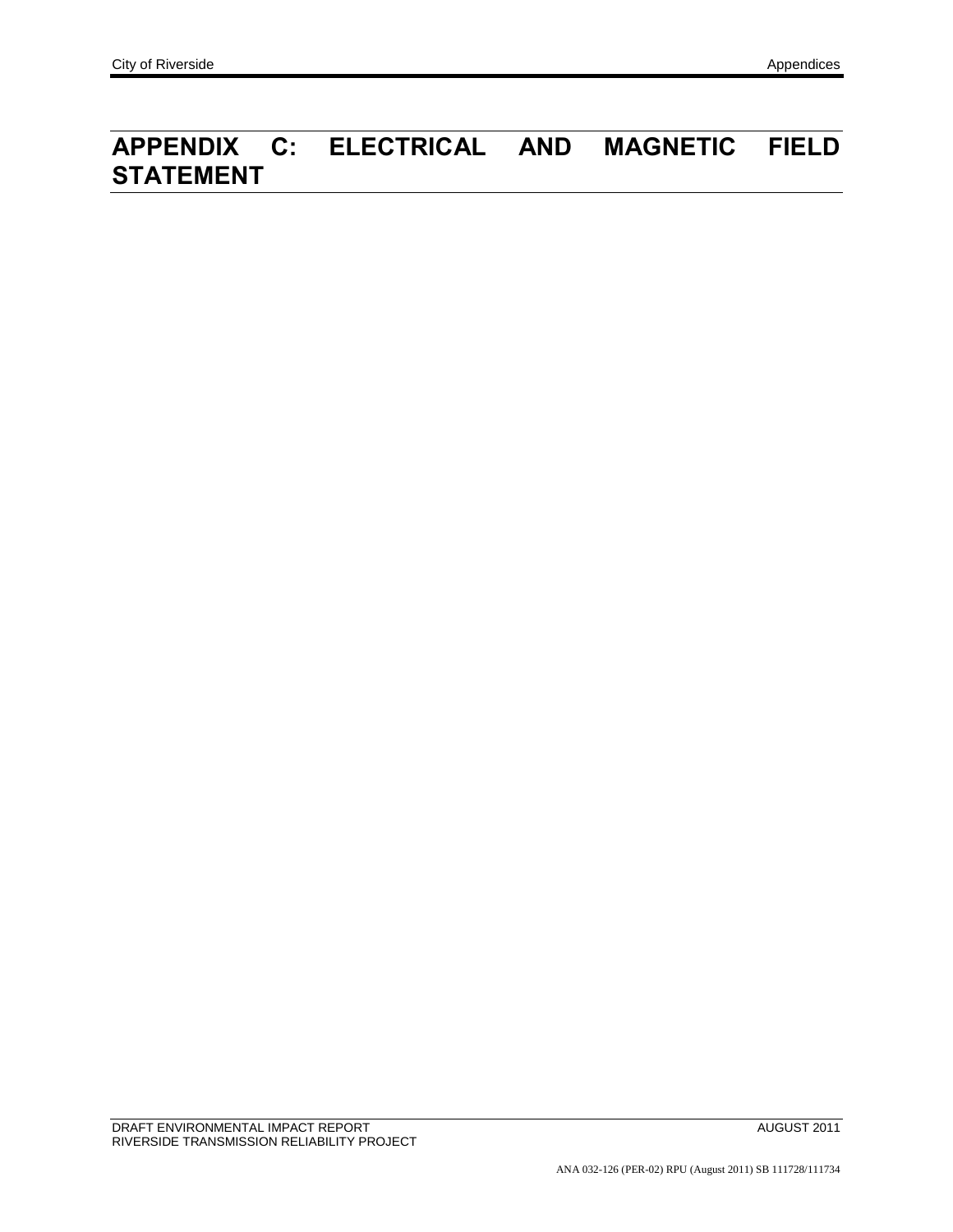# APPENDIX C: ELECTRICAL AND MAGNETIC FIELD STATEMENT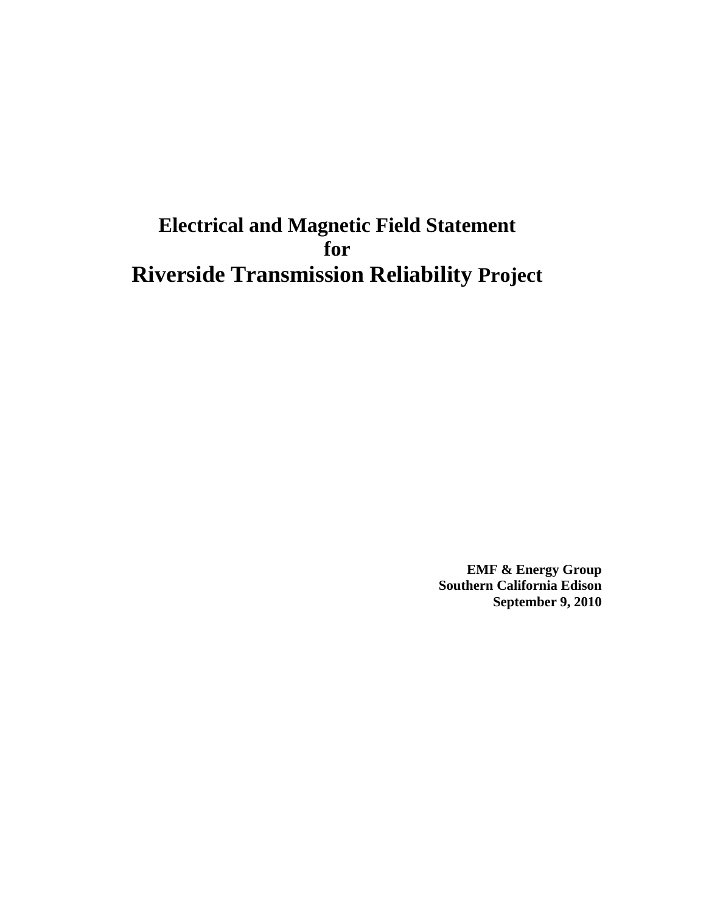# Electrical and Magnetic Field Statement for Riverside Transmission Reliability Project

**EMF & Energy Group**
**Southern California Edison**
**September 9, 2010**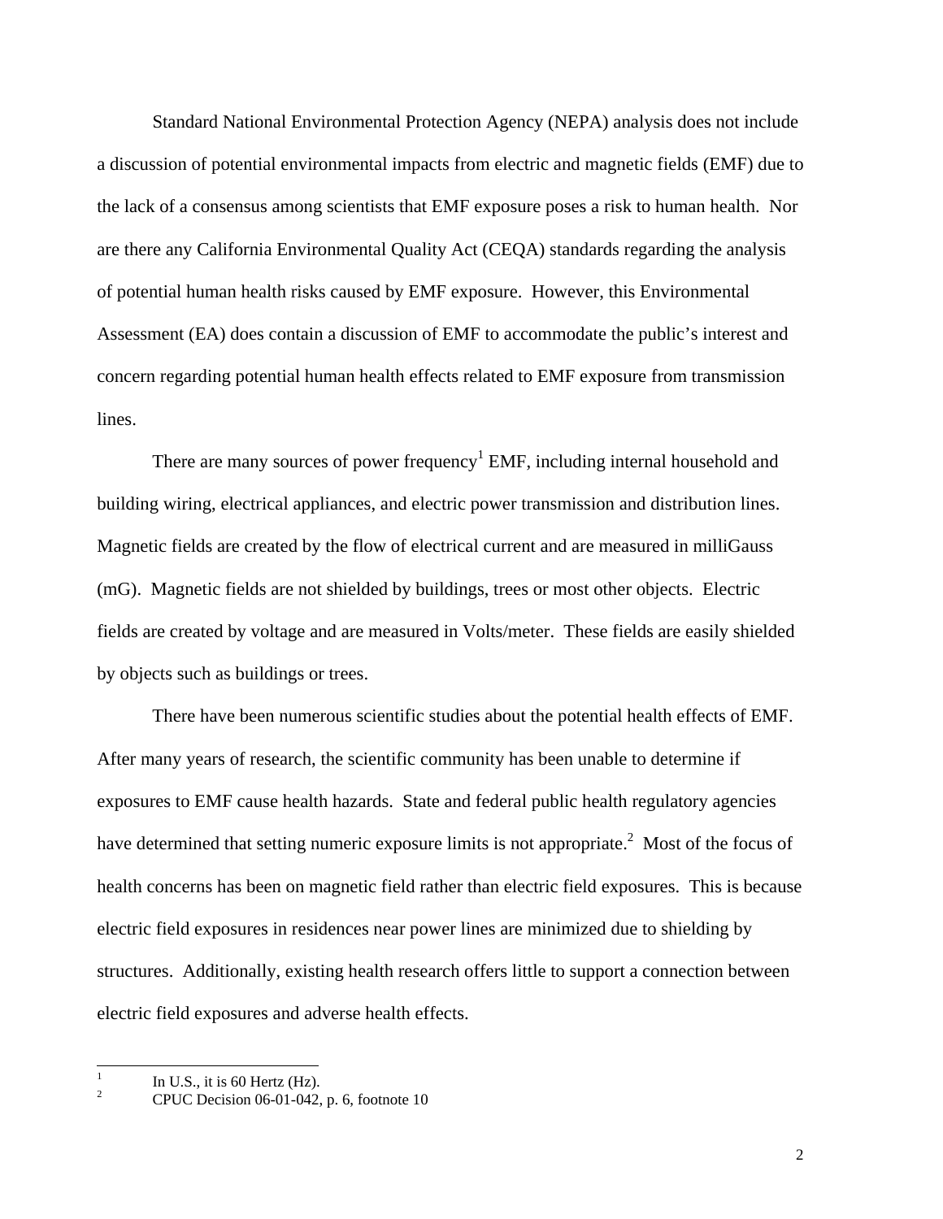Standard National Environmental Protection Agency (NEPA) analysis does not include a discussion of potential environmental impacts from electric and magnetic fields (EMF) due to the lack of a consensus among scientists that EMF exposure poses a risk to human health. Nor are there any California Environmental Quality Act (CEQA) standards regarding the analysis of potential human health risks caused by EMF exposure. However, this Environmental Assessment (EA) does contain a discussion of EMF to accommodate the public's interest and concern regarding potential human health effects related to EMF exposure from transmission lines.

There are many sources of power frequency[1] EMF, including internal household and building wiring, electrical appliances, and electric power transmission and distribution lines. Magnetic fields are created by the flow of electrical current and are measured in milliGauss (mG). Magnetic fields are not shielded by buildings, trees or most other objects. Electric fields are created by voltage and are measured in Volts/meter. These fields are easily shielded by objects such as buildings or trees.

There have been numerous scientific studies about the potential health effects of EMF. After many years of research, the scientific community has been unable to determine if exposures to EMF cause health hazards. State and federal public health regulatory agencies have determined that setting numeric exposure limits is not appropriate.[2] Most of the focus of health concerns has been on magnetic field rather than electric field exposures. This is because electric field exposures in residences near power lines are minimized due to shielding by structures. Additionally, existing health research offers little to support a connection between electric field exposures and adverse health effects.

---

[1] In U.S., it is 60 Hertz (Hz).

[2] CPUC Decision 06-01-042, p. 6, footnote 10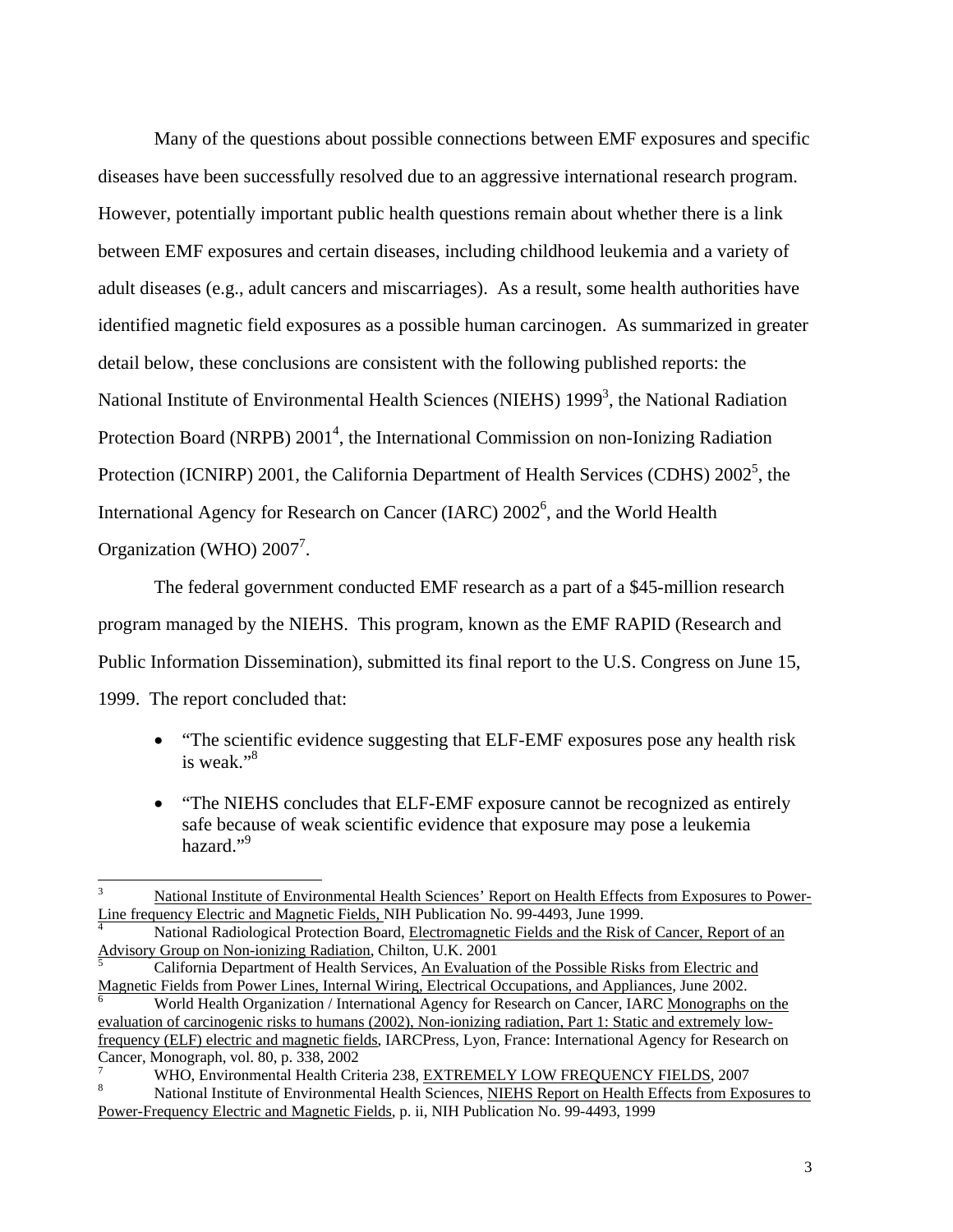Many of the questions about possible connections between EMF exposures and specific diseases have been successfully resolved due to an aggressive international research program. However, potentially important public health questions remain about whether there is a link between EMF exposures and certain diseases, including childhood leukemia and a variety of adult diseases (e.g., adult cancers and miscarriages). As a result, some health authorities have identified magnetic field exposures as a possible human carcinogen. As summarized in greater detail below, these conclusions are consistent with the following published reports: the National Institute of Environmental Health Sciences (NIEHS) 1999[3], the National Radiation Protection Board (NRPB) 2001[4], the International Commission on non-Ionizing Radiation Protection (ICNIRP) 2001, the California Department of Health Services (CDHS) 2002[5], the International Agency for Research on Cancer (IARC) 2002[6], and the World Health Organization (WHO) 2007[7].

The federal government conducted EMF research as a part of a $45-million research program managed by the NIEHS. This program, known as the EMF RAPID (Research and Public Information Dissemination), submitted its final report to the U.S. Congress on June 15, 1999. The report concluded that:

- "The scientific evidence suggesting that ELF-EMF exposures pose any health risk is weak."[8]
- "The NIEHS concludes that ELF-EMF exposure cannot be recognized as entirely safe because of weak scientific evidence that exposure may pose a leukemia hazard."[9]

---

[3] National Institute of Environmental Health Sciences' Report on Health Effects from Exposures to Power-Line frequency Electric and Magnetic Fields, NIH Publication No. 99-4493, June 1999.

[4] National Radiological Protection Board, Electromagnetic Fields and the Risk of Cancer, Report of an Advisory Group on Non-ionizing Radiation, Chilton, U.K. 2001

[5] California Department of Health Services, An Evaluation of the Possible Risks from Electric and Magnetic Fields from Power Lines, Internal Wiring, Electrical Occupations, and Appliances, June 2002.

[6] World Health Organization / International Agency for Research on Cancer, IARC Monographs on the evaluation of carcinogenic risks to humans (2002), Non-ionizing radiation, Part 1: Static and extremely low-frequency (ELF) electric and magnetic fields, IARCPress, Lyon, France: International Agency for Research on Cancer, Monograph, vol. 80, p. 338, 2002

[7] WHO, Environmental Health Criteria 238, EXTREMELY LOW FREQUENCY FIELDS, 2007

[8] National Institute of Environmental Health Sciences, NIEHS Report on Health Effects from Exposures to Power-Frequency Electric and Magnetic Fields, p. ii, NIH Publication No. 99-4493, 1999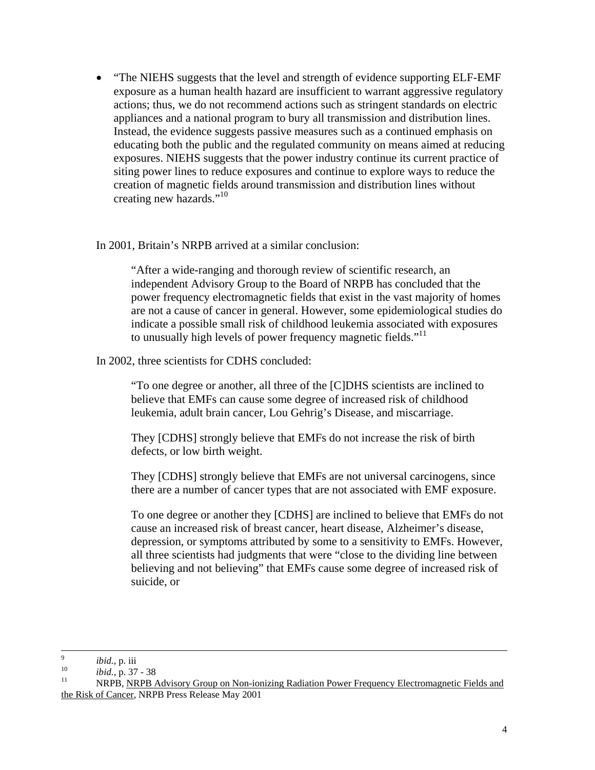- "The NIEHS suggests that the level and strength of evidence supporting ELF-EMF exposure as a human health hazard are insufficient to warrant aggressive regulatory actions; thus, we do not recommend actions such as stringent standards on electric appliances and a national program to bury all transmission and distribution lines. Instead, the evidence suggests passive measures such as a continued emphasis on educating both the public and the regulated community on means aimed at reducing exposures. NIEHS suggests that the power industry continue its current practice of siting power lines to reduce exposures and continue to explore ways to reduce the creation of magnetic fields around transmission and distribution lines without creating new hazards."[10]

In 2001, Britain's NRPB arrived at a similar conclusion:

> "After a wide-ranging and thorough review of scientific research, an independent Advisory Group to the Board of NRPB has concluded that the power frequency electromagnetic fields that exist in the vast majority of homes are not a cause of cancer in general. However, some epidemiological studies do indicate a possible small risk of childhood leukemia associated with exposures to unusually high levels of power frequency magnetic fields."[11]

In 2002, three scientists for CDHS concluded:

> "To one degree or another, all three of the [C]DHS scientists are inclined to believe that EMFs can cause some degree of increased risk of childhood leukemia, adult brain cancer, Lou Gehrig's Disease, and miscarriage.
>
> They [CDHS] strongly believe that EMFs do not increase the risk of birth defects, or low birth weight.
>
> They [CDHS] strongly believe that EMFs are not universal carcinogens, since there are a number of cancer types that are not associated with EMF exposure.
>
> To one degree or another they [CDHS] are inclined to believe that EMFs do not cause an increased risk of breast cancer, heart disease, Alzheimer's disease, depression, or symptoms attributed by some to a sensitivity to EMFs. However, all three scientists had judgments that were "close to the dividing line between believing and not believing" that EMFs cause some degree of increased risk of suicide, or

---

[9] *ibid.*, p. iii

[10] *ibid.*, p. 37 - 38

[11] NRPB, NRPB Advisory Group on Non-ionizing Radiation Power Frequency Electromagnetic Fields and the Risk of Cancer, NRPB Press Release May 2001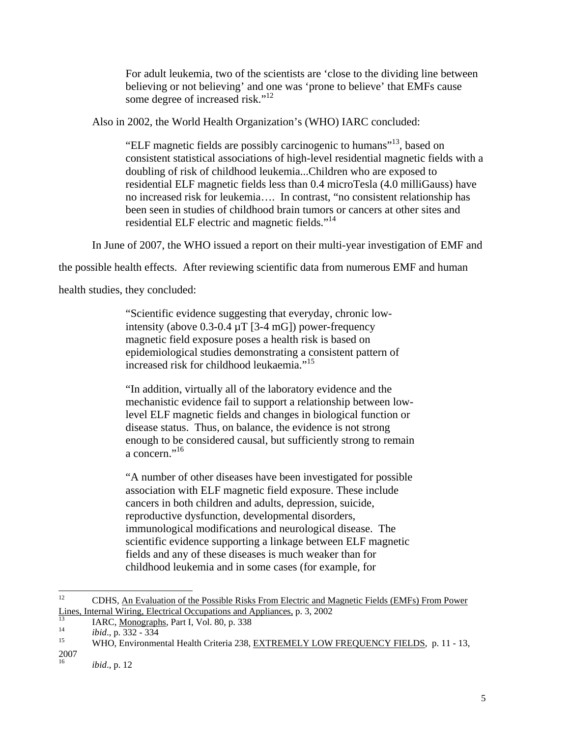> For adult leukemia, two of the scientists are 'close to the dividing line between believing or not believing' and one was 'prone to believe' that EMFs cause some degree of increased risk."[12]

Also in 2002, the World Health Organization's (WHO) IARC concluded:

> "ELF magnetic fields are possibly carcinogenic to humans"[13], based on consistent statistical associations of high-level residential magnetic fields with a doubling of risk of childhood leukemia...Children who are exposed to residential ELF magnetic fields less than 0.4 microTesla (4.0 milliGauss) have no increased risk for leukemia…. In contrast, "no consistent relationship has been seen in studies of childhood brain tumors or cancers at other sites and residential ELF electric and magnetic fields."[14]

In June of 2007, the WHO issued a report on their multi-year investigation of EMF and the possible health effects. After reviewing scientific data from numerous EMF and human health studies, they concluded:

> "Scientific evidence suggesting that everyday, chronic low-intensity (above 0.3-0.4 µT [3-4 mG]) power-frequency magnetic field exposure poses a health risk is based on epidemiological studies demonstrating a consistent pattern of increased risk for childhood leukaemia."[15]
>
> "In addition, virtually all of the laboratory evidence and the mechanistic evidence fail to support a relationship between low-level ELF magnetic fields and changes in biological function or disease status. Thus, on balance, the evidence is not strong enough to be considered causal, but sufficiently strong to remain a concern."[16]
>
> "A number of other diseases have been investigated for possible association with ELF magnetic field exposure. These include cancers in both children and adults, depression, suicide, reproductive dysfunction, developmental disorders, immunological modifications and neurological disease. The scientific evidence supporting a linkage between ELF magnetic fields and any of these diseases is much weaker than for childhood leukemia and in some cases (for example, for

---

[12] CDHS, An Evaluation of the Possible Risks From Electric and Magnetic Fields (EMFs) From Power Lines, Internal Wiring, Electrical Occupations and Appliances, p. 3, 2002

[13] IARC, Monographs, Part I, Vol. 80, p. 338

[14] *ibid*., p. 332 - 334

[15] WHO, Environmental Health Criteria 238, EXTREMELY LOW FREQUENCY FIELDS, p. 11 - 13, 2007

[16] *ibid*., p. 12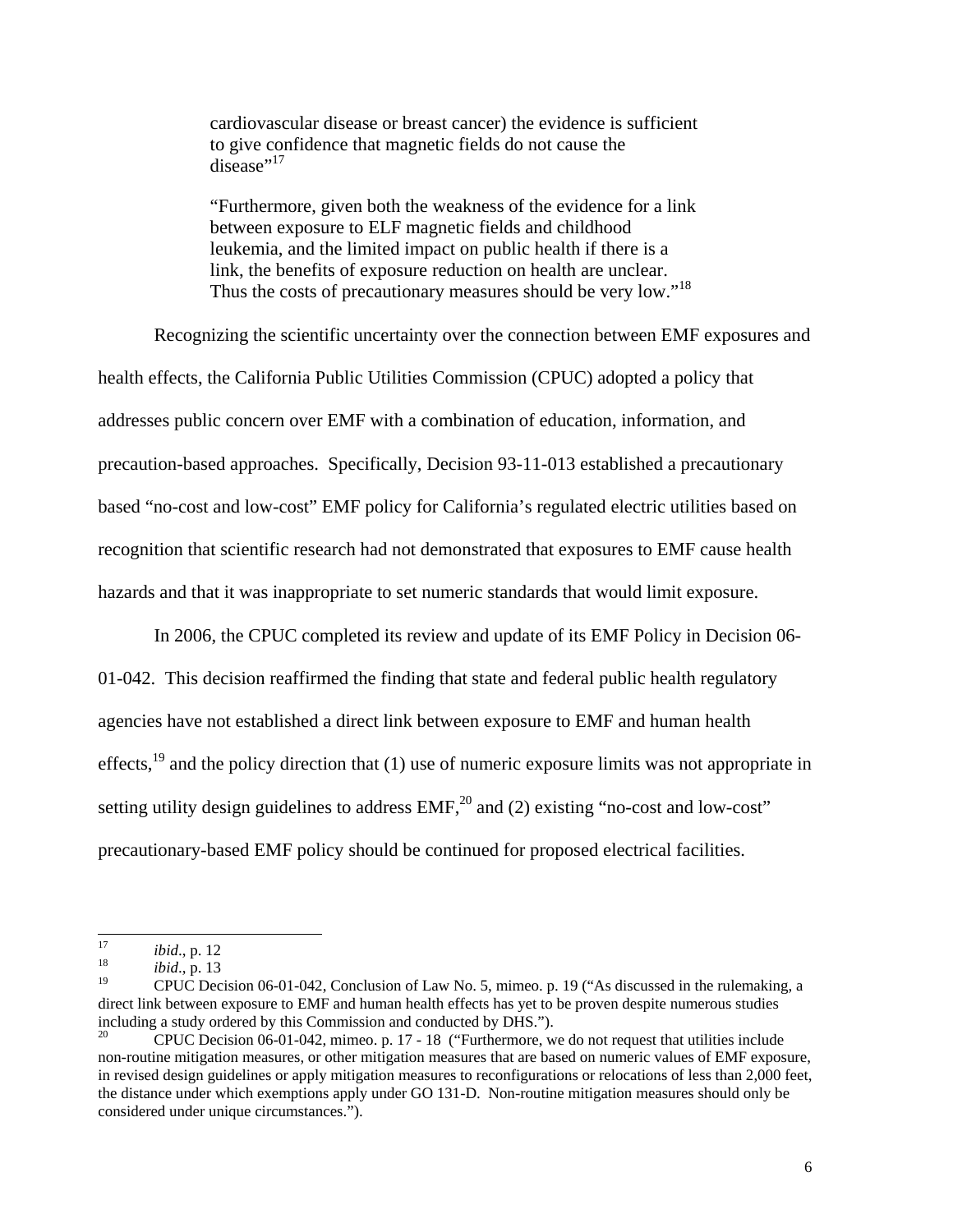> cardiovascular disease or breast cancer) the evidence is sufficient to give confidence that magnetic fields do not cause the disease"[17]
>
> "Furthermore, given both the weakness of the evidence for a link between exposure to ELF magnetic fields and childhood leukemia, and the limited impact on public health if there is a link, the benefits of exposure reduction on health are unclear. Thus the costs of precautionary measures should be very low."[18]

Recognizing the scientific uncertainty over the connection between EMF exposures and health effects, the California Public Utilities Commission (CPUC) adopted a policy that addresses public concern over EMF with a combination of education, information, and precaution-based approaches. Specifically, Decision 93-11-013 established a precautionary based "no-cost and low-cost" EMF policy for California's regulated electric utilities based on recognition that scientific research had not demonstrated that exposures to EMF cause health hazards and that it was inappropriate to set numeric standards that would limit exposure.

In 2006, the CPUC completed its review and update of its EMF Policy in Decision 06-01-042. This decision reaffirmed the finding that state and federal public health regulatory agencies have not established a direct link between exposure to EMF and human health effects,[19] and the policy direction that (1) use of numeric exposure limits was not appropriate in setting utility design guidelines to address EMF,[20] and (2) existing "no-cost and low-cost" precautionary-based EMF policy should be continued for proposed electrical facilities.

---

[17] *ibid*., p. 12

[18] *ibid*., p. 13

[19] CPUC Decision 06-01-042, Conclusion of Law No. 5, mimeo. p. 19 ("As discussed in the rulemaking, a direct link between exposure to EMF and human health effects has yet to be proven despite numerous studies including a study ordered by this Commission and conducted by DHS.").

[20] CPUC Decision 06-01-042, mimeo. p. 17 - 18 ("Furthermore, we do not request that utilities include non-routine mitigation measures, or other mitigation measures that are based on numeric values of EMF exposure, in revised design guidelines or apply mitigation measures to reconfigurations or relocations of less than 2,000 feet, the distance under which exemptions apply under GO 131-D. Non-routine mitigation measures should only be considered under unique circumstances.").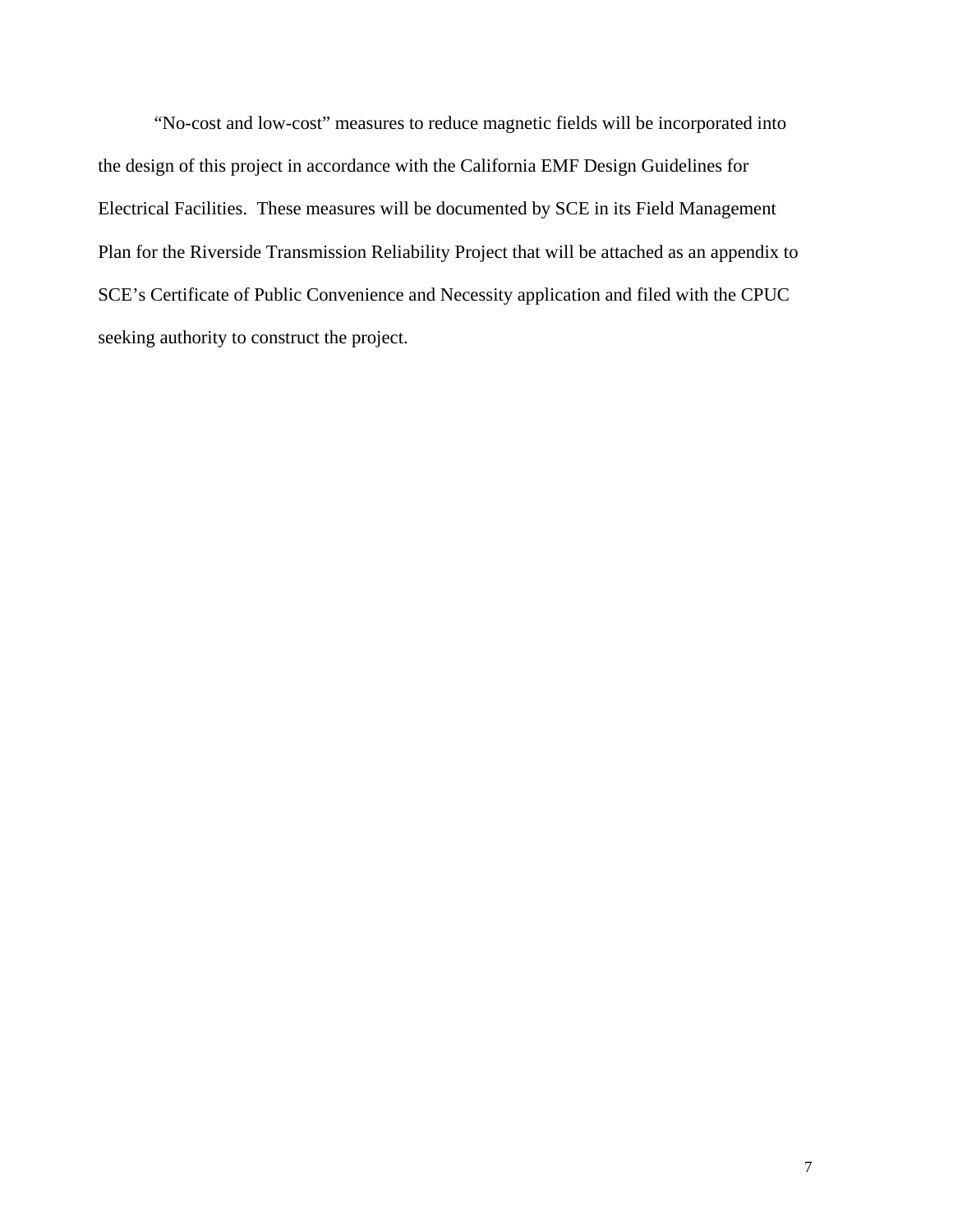"No-cost and low-cost" measures to reduce magnetic fields will be incorporated into the design of this project in accordance with the California EMF Design Guidelines for Electrical Facilities. These measures will be documented by SCE in its Field Management Plan for the Riverside Transmission Reliability Project that will be attached as an appendix to SCE's Certificate of Public Convenience and Necessity application and filed with the CPUC seeking authority to construct the project.